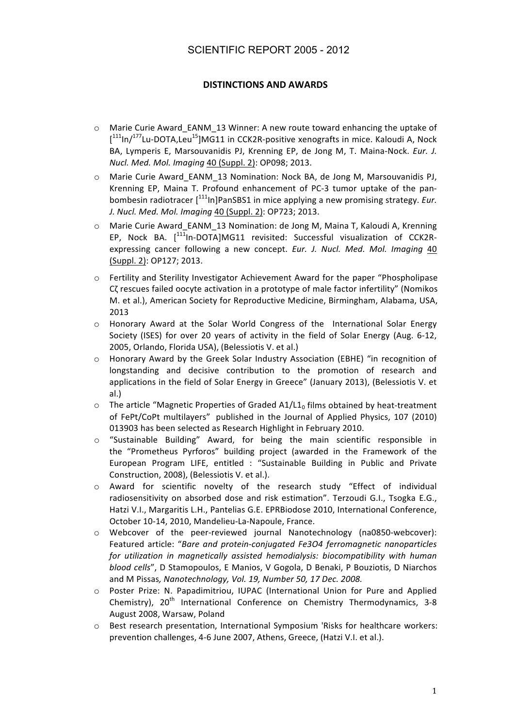# SCIENTIFIC REPORT 2005 - 2012

## DISTINCTIONS AND AWARDS

- Marie Curie Award_EANM_13 Winner: A new route toward enhancing the uptake of [$^{111}$In/$^{177}$Lu-DOTA,Leu$^{15}$]MG11 in CCK2R-positive xenografts in mice. Kaloudi A, Nock BA, Lymperis E, Marsouvanidis PJ, Krenning EP, de Jong M, T. Maina-Nock. *Eur. J. Nucl. Med. Mol. Imaging* 40 (Suppl. 2): OP098; 2013.
- Marie Curie Award_EANM_13 Nomination: Nock BA, de Jong M, Marsouvanidis PJ, Krenning EP, Maina T. Profound enhancement of PC-3 tumor uptake of the pan-bombesin radiotracer [$^{111}$In]PanSBS1 in mice applying a new promising strategy. *Eur. J. Nucl. Med. Mol. Imaging* 40 (Suppl. 2): OP723; 2013.
- Marie Curie Award_EANM_13 Nomination: de Jong M, Maina T, Kaloudi A, Krenning EP, Nock BA. [$^{111}$In-DOTA]MG11 revisited: Successful visualization of CCK2R-expressing cancer following a new concept. *Eur. J. Nucl. Med. Mol. Imaging* 40 (Suppl. 2): OP127; 2013.
- Fertility and Sterility Investigator Achievement Award for the paper "Phospholipase Cζ rescues failed oocyte activation in a prototype of male factor infertility" (Nomikos M. et al.), American Society for Reproductive Medicine, Birmingham, Alabama, USA, 2013
- Honorary Award at the Solar World Congress of the International Solar Energy Society (ISES) for over 20 years of activity in the field of Solar Energy (Aug. 6-12, 2005, Orlando, Florida USA), (Belessiotis V. et al.)
- Honorary Award by the Greek Solar Industry Association (EBHE) "in recognition of longstanding and decisive contribution to the promotion of research and applications in the field of Solar Energy in Greece" (January 2013), (Belessiotis V. et al.)
- The article "Magnetic Properties of Graded A1/L1$_0$ films obtained by heat-treatment of FePt/CoPt multilayers" published in the Journal of Applied Physics, 107 (2010) 013903 has been selected as Research Highlight in February 2010.
- "Sustainable Building" Award, for being the main scientific responsible in the "Prometheus Pyrforos" building project (awarded in the Framework of the European Program LIFE, entitled : "Sustainable Building in Public and Private Construction, 2008), (Belessiotis V. et al.).
- Award for scientific novelty of the research study "Effect of individual radiosensitivity on absorbed dose and risk estimation". Terzoudi G.I., Tsogka E.G., Hatzi V.I., Margaritis L.H., Pantelias G.E. EPRBiodose 2010, International Conference, October 10-14, 2010, Mandelieu-La-Napoule, France.
- Webcover of the peer-reviewed journal Nanotechnology (na0850-webcover): Featured article: "*Bare and protein-conjugated Fe3O4 ferromagnetic nanoparticles for utilization in magnetically assisted hemodialysis: biocompatibility with human blood cells*", D Stamopoulos, E Manios, V Gogola, D Benaki, P Bouziotis, D Niarchos and M Pissas*, Nanotechnology, Vol. 19, Number 50, 17 Dec. 2008.*
- Poster Prize: N. Papadimitriou, IUPAC (International Union for Pure and Applied Chemistry), 20$^{th}$ International Conference on Chemistry Thermodynamics, 3-8 August 2008, Warsaw, Poland
- Best research presentation, International Symposium 'Risks for healthcare workers: prevention challenges, 4-6 June 2007, Athens, Greece, (Hatzi V.I. et al.).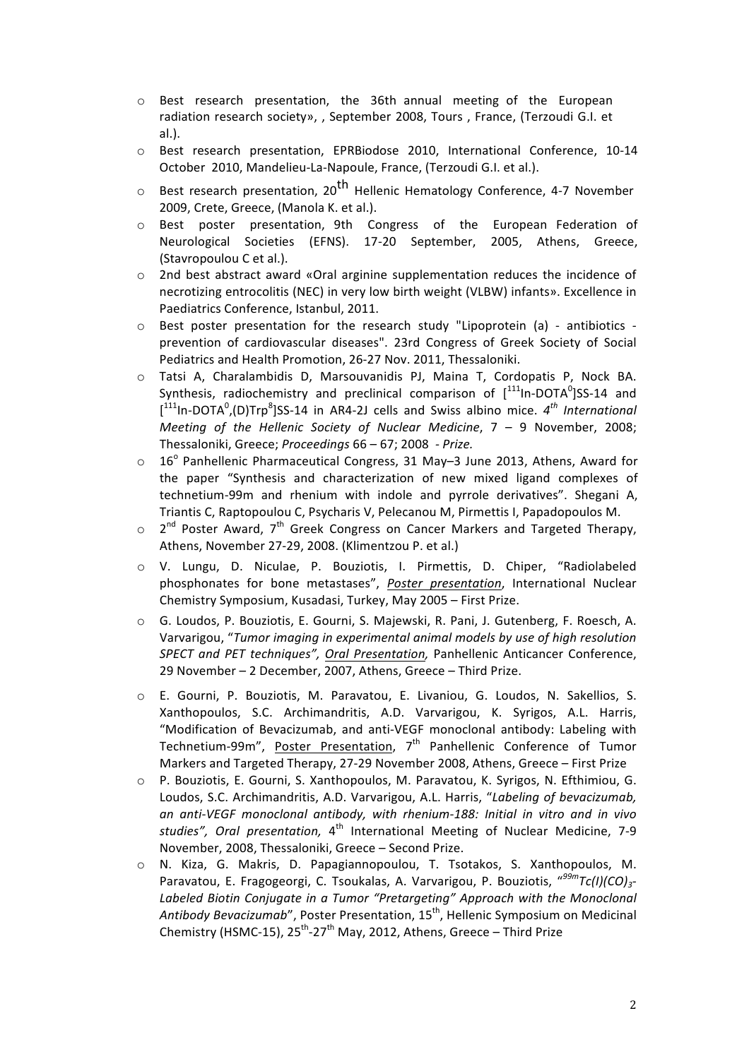- Best research presentation, the 36th annual meeting of the European radiation research society», , September 2008, Tours , France, (Terzoudi G.I. et al.).
- Best research presentation, EPRBiodose 2010, International Conference, 10-14 October 2010, Mandelieu-La-Napoule, France, (Terzoudi G.I. et al.).
- Best research presentation, 20th Hellenic Hematology Conference, 4-7 November 2009, Crete, Greece, (Manola K. et al.).
- Best poster presentation, 9th Congress of the European Federation of Neurological Societies (EFNS). 17-20 September, 2005, Athens, Greece, (Stavropoulou C et al.).
- 2nd best abstract award «Oral arginine supplementation reduces the incidence of necrotizing entrocolitis (NEC) in very low birth weight (VLBW) infants». Excellence in Paediatrics Conference, Istanbul, 2011.
- Best poster presentation for the research study "Lipoprotein (a) - antibiotics - prevention of cardiovascular diseases". 23rd Congress of Greek Society of Social Pediatrics and Health Promotion, 26-27 Nov. 2011, Thessaloniki.
- Tatsi A, Charalambidis D, Marsouvanidis PJ, Maina T, Cordopatis P, Nock BA. Synthesis, radiochemistry and preclinical comparison of [$^{111}$In-DOTA$^{0}$]SS-14 and [$^{111}$In-DOTA$^{0}$,(D)Trp$^{8}$]SS-14 in AR4-2J cells and Swiss albino mice. *4th International Meeting of the Hellenic Society of Nuclear Medicine*, 7 – 9 November, 2008; Thessaloniki, Greece; *Proceedings* 66 – 67; 2008 *- Prize.*
- 16° Panhellenic Pharmaceutical Congress, 31 May–3 June 2013, Athens, Award for the paper "Synthesis and characterization of new mixed ligand complexes of technetium-99m and rhenium with indole and pyrrole derivatives". Shegani A, Triantis C, Raptopoulou C, Psycharis V, Pelecanou M, Pirmettis I, Papadopoulos M.
- 2nd Poster Award, 7th Greek Congress on Cancer Markers and Targeted Therapy, Athens, November 27-29, 2008. (Klimentzou P. et al.)
- V. Lungu, D. Niculae, P. Bouziotis, I. Pirmettis, D. Chiper, "Radiolabeled phosphonates for bone metastases", *Poster presentation*, International Nuclear Chemistry Symposium, Kusadasi, Turkey, May 2005 – First Prize.
- G. Loudos, P. Bouziotis, E. Gourni, S. Majewski, R. Pani, J. Gutenberg, F. Roesch, A. Varvarigou, "*Tumor imaging in experimental animal models by use of high resolution SPECT and PET techniques", Oral Presentation,* Panhellenic Anticancer Conference, 29 November – 2 December, 2007, Athens, Greece – Third Prize.
- E. Gourni, P. Bouziotis, M. Paravatou, E. Livaniou, G. Loudos, N. Sakellios, S. Xanthopoulos, S.C. Archimandritis, A.D. Varvarigou, K. Syrigos, A.L. Harris, "Modification of Bevacizumab, and anti-VEGF monoclonal antibody: Labeling with Technetium-99m", Poster Presentation, 7th Panhellenic Conference of Tumor Markers and Targeted Therapy, 27-29 November 2008, Athens, Greece – First Prize
- P. Bouziotis, E. Gourni, S. Xanthopoulos, M. Paravatou, K. Syrigos, N. Efthimiou, G. Loudos, S.C. Archimandritis, A.D. Varvarigou, A.L. Harris, "*Labeling of bevacizumab, an anti-VEGF monoclonal antibody, with rhenium-188: Initial in vitro and in vivo studies", Oral presentation,* 4th International Meeting of Nuclear Medicine, 7-9 November, 2008, Thessaloniki, Greece – Second Prize.
- N. Kiza, G. Makris, D. Papagiannopoulou, T. Tsotakos, S. Xanthopoulos, M. Paravatou, E. Fragogeorgi, C. Tsoukalas, A. Varvarigou, P. Bouziotis, "*$^{99m}$Tc(I)(CO)$_{3}$-Labeled Biotin Conjugate in a Tumor "Pretargeting" Approach with the Monoclonal Antibody Bevacizumab*", Poster Presentation, 15th, Hellenic Symposium on Medicinal Chemistry (HSMC-15), 25th-27th May, 2012, Athens, Greece – Third Prize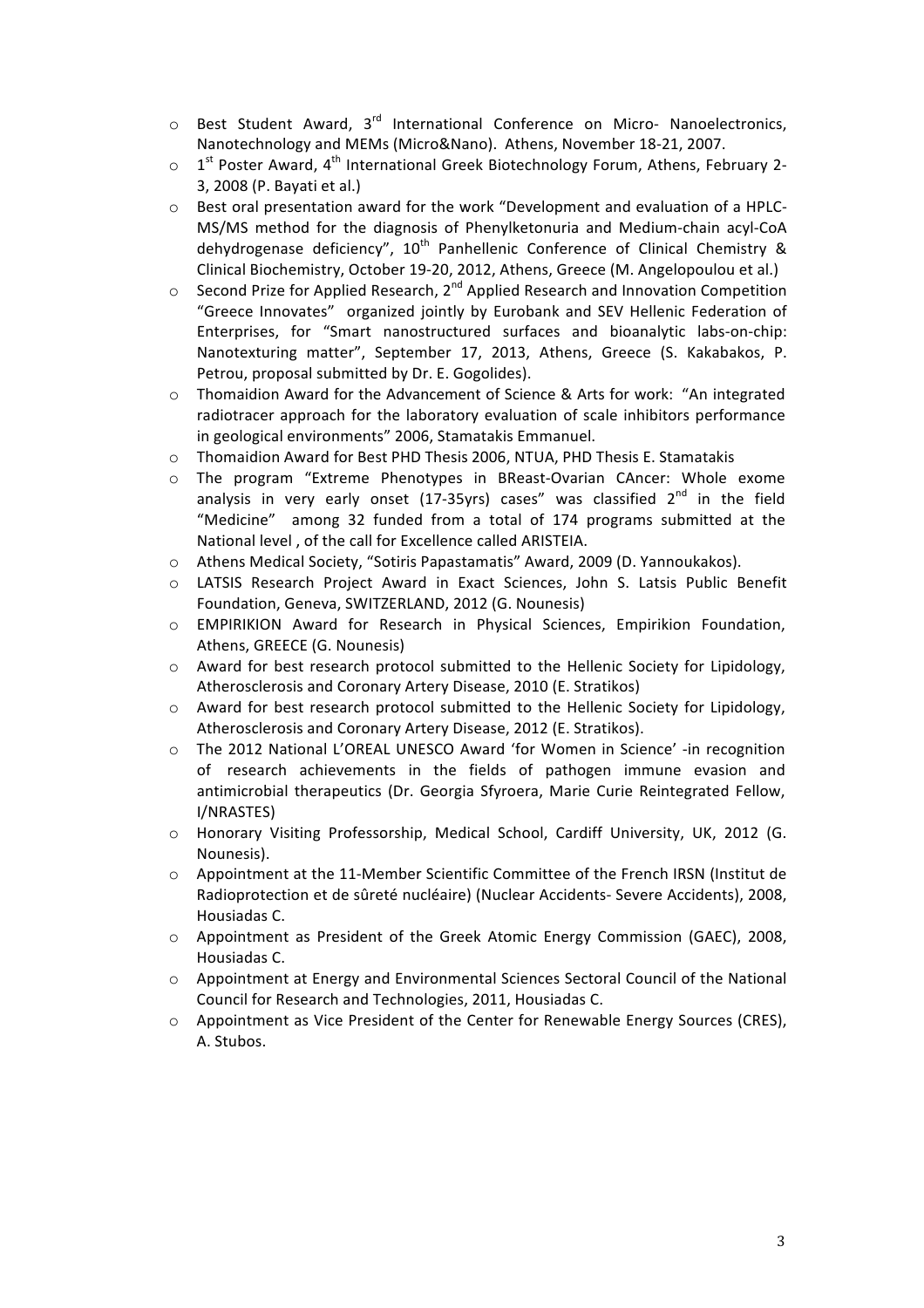- Best Student Award, 3rd International Conference on Micro- Nanoelectronics, Nanotechnology and MEMs (Micro&Nano). Athens, November 18-21, 2007.
- 1st Poster Award, 4th International Greek Biotechnology Forum, Athens, February 2-3, 2008 (P. Bayati et al.)
- Best oral presentation award for the work "Development and evaluation of a HPLC-MS/MS method for the diagnosis of Phenylketonuria and Medium-chain acyl-CoA dehydrogenase deficiency", 10th Panhellenic Conference of Clinical Chemistry & Clinical Biochemistry, October 19-20, 2012, Athens, Greece (M. Angelopoulou et al.)
- Second Prize for Applied Research, 2nd Applied Research and Innovation Competition "Greece Innovates" organized jointly by Eurobank and SEV Hellenic Federation of Enterprises, for "Smart nanostructured surfaces and bioanalytic labs-on-chip: Nanotexturing matter", September 17, 2013, Athens, Greece (S. Kakabakos, P. Petrou, proposal submitted by Dr. E. Gogolides).
- Thomaidion Award for the Advancement of Science & Arts for work: "An integrated radiotracer approach for the laboratory evaluation of scale inhibitors performance in geological environments" 2006, Stamatakis Emmanuel.
- Thomaidion Award for Best PHD Thesis 2006, NTUA, PHD Thesis E. Stamatakis
- The program "Extreme Phenotypes in BReast-Ovarian CAncer: Whole exome analysis in very early onset (17-35yrs) cases" was classified 2nd in the field "Medicine" among 32 funded from a total of 174 programs submitted at the National level , of the call for Excellence called ARISTEIA.
- Athens Medical Society, "Sotiris Papastamatis" Award, 2009 (D. Yannoukakos).
- LATSIS Research Project Award in Exact Sciences, John S. Latsis Public Benefit Foundation, Geneva, SWITZERLAND, 2012 (G. Nounesis)
- EMPIRIKION Award for Research in Physical Sciences, Empirikion Foundation, Athens, GREECE (G. Nounesis)
- Award for best research protocol submitted to the Hellenic Society for Lipidology, Atherosclerosis and Coronary Artery Disease, 2010 (E. Stratikos)
- Award for best research protocol submitted to the Hellenic Society for Lipidology, Atherosclerosis and Coronary Artery Disease, 2012 (E. Stratikos).
- The 2012 National L'OREAL UNESCO Award 'for Women in Science' -in recognition of research achievements in the fields of pathogen immune evasion and antimicrobial therapeutics (Dr. Georgia Sfyroera, Marie Curie Reintegrated Fellow, I/NRASTES)
- Honorary Visiting Professorship, Medical School, Cardiff University, UK, 2012 (G. Nounesis).
- Appointment at the 11-Member Scientific Committee of the French IRSN (Institut de Radioprotection et de sûreté nucléaire) (Nuclear Accidents- Severe Accidents), 2008, Housiadas C.
- Appointment as President of the Greek Atomic Energy Commission (GAEC), 2008, Housiadas C.
- Appointment at Energy and Environmental Sciences Sectoral Council of the National Council for Research and Technologies, 2011, Housiadas C.
- Appointment as Vice President of the Center for Renewable Energy Sources (CRES), A. Stubos.